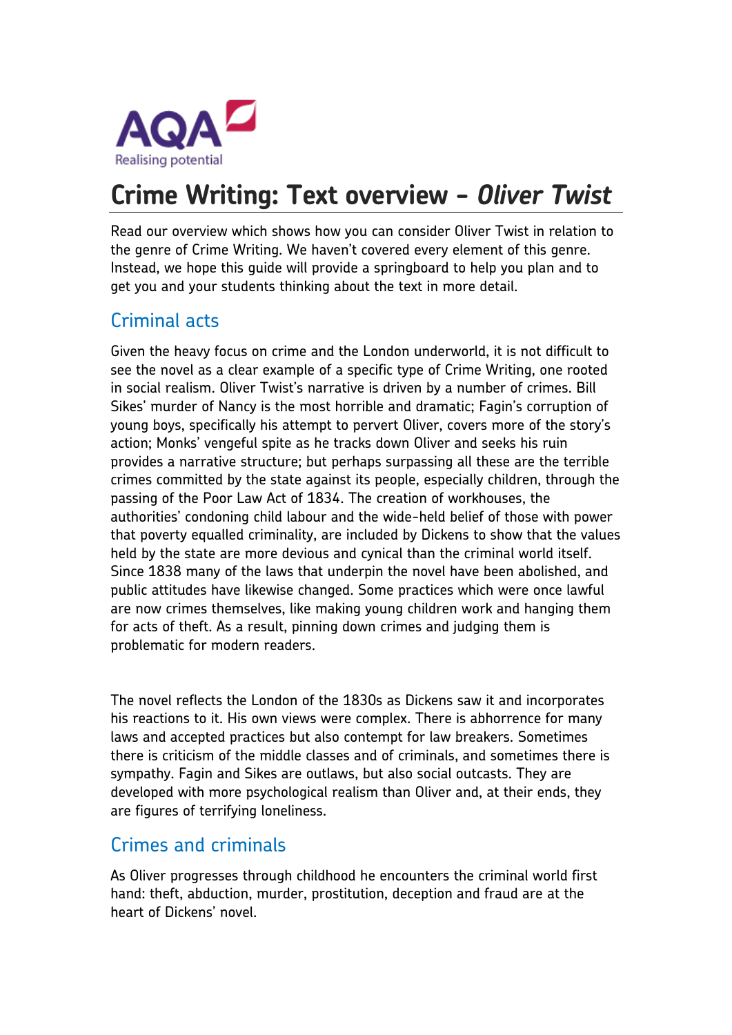# Crime Writing: Text overview – *Oliver Twist*

Read our overview which shows how you can consider Oliver Twist in relation to the genre of Crime Writing. We haven't covered every element of this genre. Instead, we hope this guide will provide a springboard to help you plan and to get you and your students thinking about the text in more detail.

## Criminal acts

Given the heavy focus on crime and the London underworld, it is not difficult to see the novel as a clear example of a specific type of Crime Writing, one rooted in social realism. Oliver Twist's narrative is driven by a number of crimes. Bill Sikes' murder of Nancy is the most horrible and dramatic; Fagin's corruption of young boys, specifically his attempt to pervert Oliver, covers more of the story's action; Monks' vengeful spite as he tracks down Oliver and seeks his ruin provides a narrative structure; but perhaps surpassing all these are the terrible crimes committed by the state against its people, especially children, through the passing of the Poor Law Act of 1834. The creation of workhouses, the authorities' condoning child labour and the wide-held belief of those with power that poverty equalled criminality, are included by Dickens to show that the values held by the state are more devious and cynical than the criminal world itself. Since 1838 many of the laws that underpin the novel have been abolished, and public attitudes have likewise changed. Some practices which were once lawful are now crimes themselves, like making young children work and hanging them for acts of theft. As a result, pinning down crimes and judging them is problematic for modern readers.

The novel reflects the London of the 1830s as Dickens saw it and incorporates his reactions to it. His own views were complex. There is abhorrence for many laws and accepted practices but also contempt for law breakers. Sometimes there is criticism of the middle classes and of criminals, and sometimes there is sympathy. Fagin and Sikes are outlaws, but also social outcasts. They are developed with more psychological realism than Oliver and, at their ends, they are figures of terrifying loneliness.

## Crimes and criminals

As Oliver progresses through childhood he encounters the criminal world first hand: theft, abduction, murder, prostitution, deception and fraud are at the heart of Dickens' novel.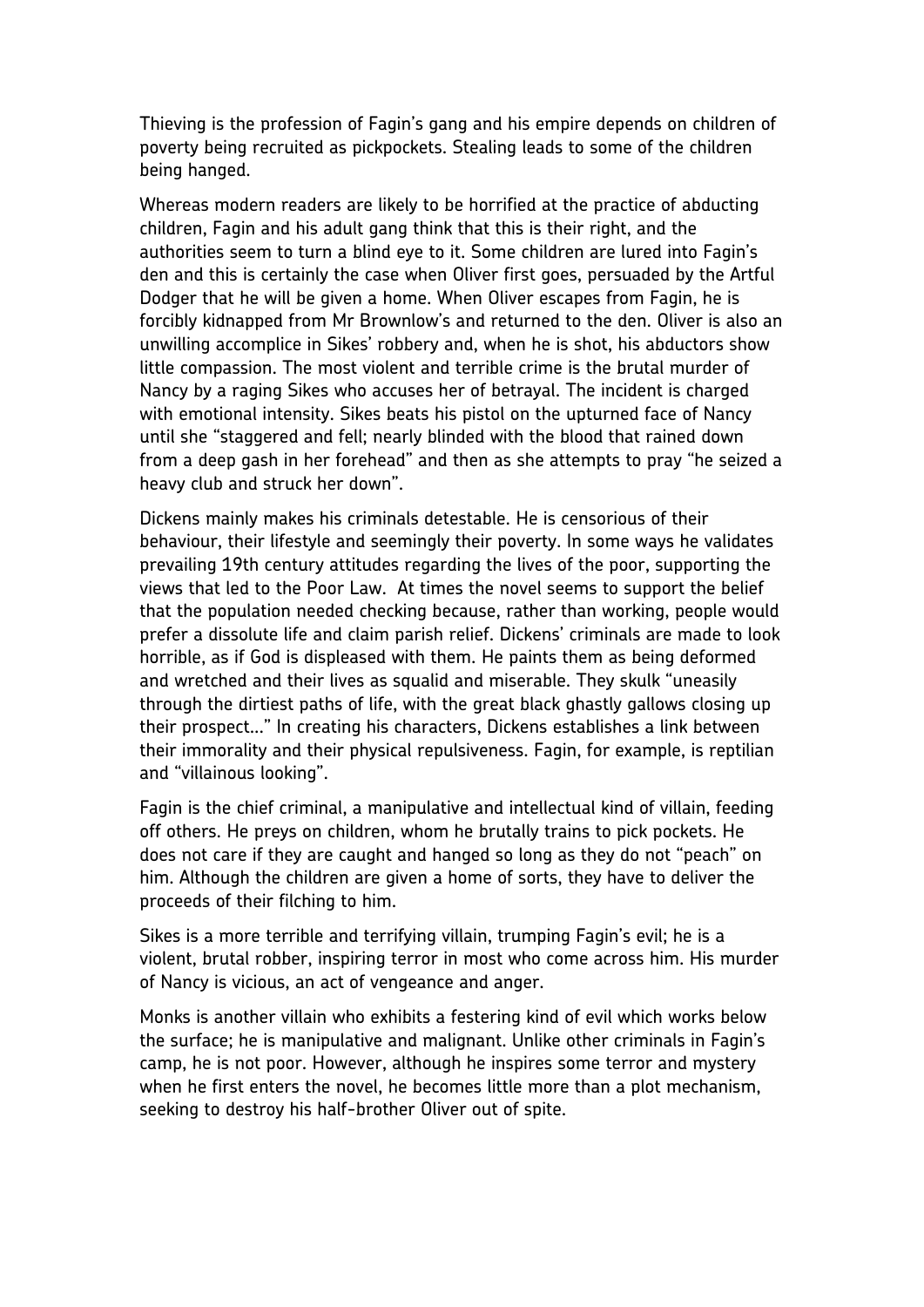Thieving is the profession of Fagin's gang and his empire depends on children of poverty being recruited as pickpockets. Stealing leads to some of the children being hanged.

Whereas modern readers are likely to be horrified at the practice of abducting children, Fagin and his adult gang think that this is their right, and the authorities seem to turn a blind eye to it. Some children are lured into Fagin's den and this is certainly the case when Oliver first goes, persuaded by the Artful Dodger that he will be given a home. When Oliver escapes from Fagin, he is forcibly kidnapped from Mr Brownlow's and returned to the den. Oliver is also an unwilling accomplice in Sikes' robbery and, when he is shot, his abductors show little compassion. The most violent and terrible crime is the brutal murder of Nancy by a raging Sikes who accuses her of betrayal. The incident is charged with emotional intensity. Sikes beats his pistol on the upturned face of Nancy until she "staggered and fell; nearly blinded with the blood that rained down from a deep gash in her forehead" and then as she attempts to pray "he seized a heavy club and struck her down".

Dickens mainly makes his criminals detestable. He is censorious of their behaviour, their lifestyle and seemingly their poverty. In some ways he validates prevailing 19th century attitudes regarding the lives of the poor, supporting the views that led to the Poor Law. At times the novel seems to support the belief that the population needed checking because, rather than working, people would prefer a dissolute life and claim parish relief. Dickens' criminals are made to look horrible, as if God is displeased with them. He paints them as being deformed and wretched and their lives as squalid and miserable. They skulk "uneasily through the dirtiest paths of life, with the great black ghastly gallows closing up their prospect..." In creating his characters, Dickens establishes a link between their immorality and their physical repulsiveness. Fagin, for example, is reptilian and "villainous looking".

Fagin is the chief criminal, a manipulative and intellectual kind of villain, feeding off others. He preys on children, whom he brutally trains to pick pockets. He does not care if they are caught and hanged so long as they do not "peach" on him. Although the children are given a home of sorts, they have to deliver the proceeds of their filching to him.

Sikes is a more terrible and terrifying villain, trumping Fagin's evil; he is a violent, brutal robber, inspiring terror in most who come across him. His murder of Nancy is vicious, an act of vengeance and anger.

Monks is another villain who exhibits a festering kind of evil which works below the surface; he is manipulative and malignant. Unlike other criminals in Fagin's camp, he is not poor. However, although he inspires some terror and mystery when he first enters the novel, he becomes little more than a plot mechanism, seeking to destroy his half-brother Oliver out of spite.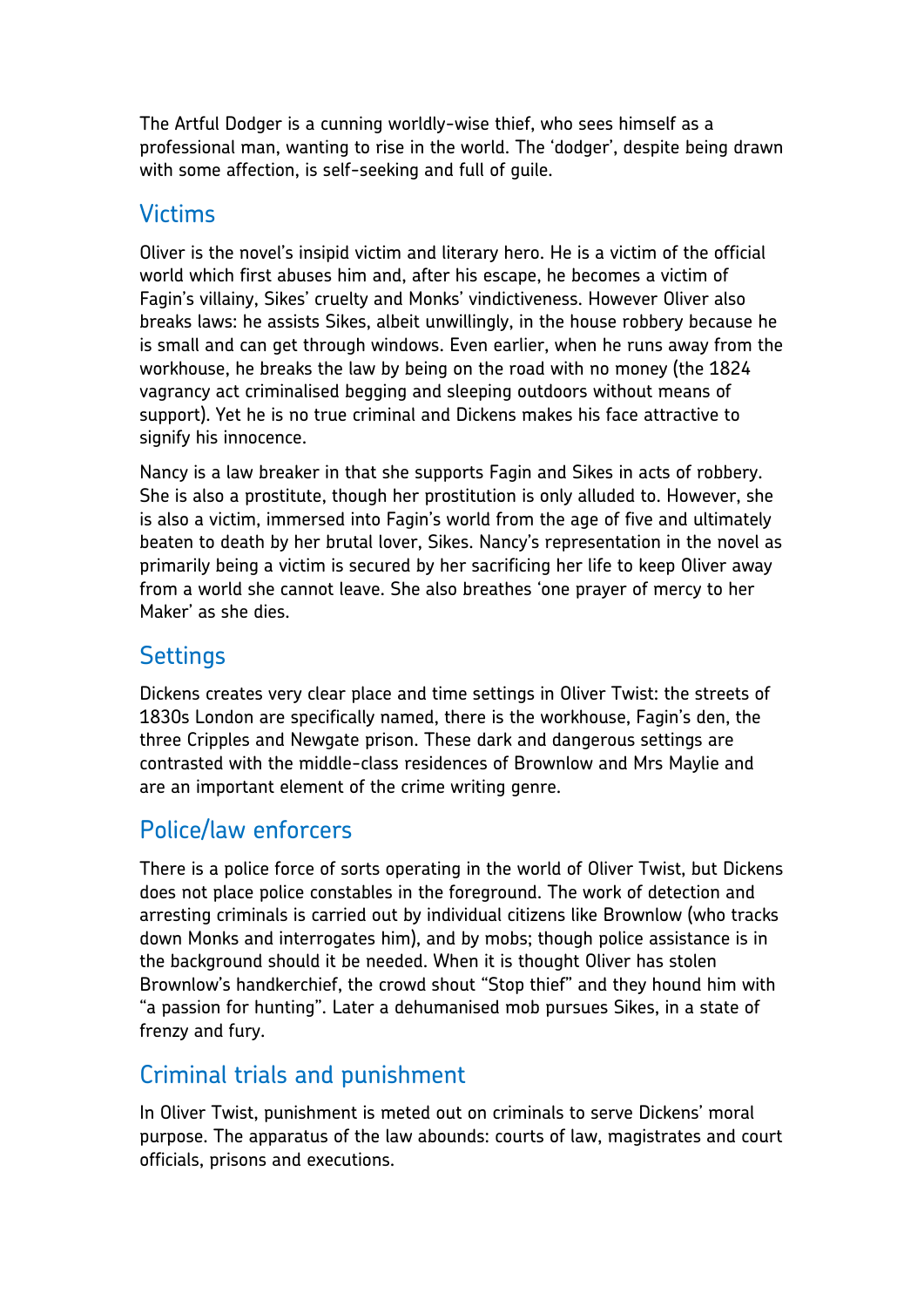The Artful Dodger is a cunning worldly-wise thief, who sees himself as a professional man, wanting to rise in the world. The 'dodger', despite being drawn with some affection, is self-seeking and full of guile.

## Victims

Oliver is the novel's insipid victim and literary hero. He is a victim of the official world which first abuses him and, after his escape, he becomes a victim of Fagin's villainy, Sikes' cruelty and Monks' vindictiveness. However Oliver also breaks laws: he assists Sikes, albeit unwillingly, in the house robbery because he is small and can get through windows. Even earlier, when he runs away from the workhouse, he breaks the law by being on the road with no money (the 1824 vagrancy act criminalised begging and sleeping outdoors without means of support). Yet he is no true criminal and Dickens makes his face attractive to signify his innocence.

Nancy is a law breaker in that she supports Fagin and Sikes in acts of robbery. She is also a prostitute, though her prostitution is only alluded to. However, she is also a victim, immersed into Fagin's world from the age of five and ultimately beaten to death by her brutal lover, Sikes. Nancy's representation in the novel as primarily being a victim is secured by her sacrificing her life to keep Oliver away from a world she cannot leave. She also breathes 'one prayer of mercy to her Maker' as she dies.

## Settings

Dickens creates very clear place and time settings in Oliver Twist: the streets of 1830s London are specifically named, there is the workhouse, Fagin's den, the three Cripples and Newgate prison. These dark and dangerous settings are contrasted with the middle-class residences of Brownlow and Mrs Maylie and are an important element of the crime writing genre.

## Police/law enforcers

There is a police force of sorts operating in the world of Oliver Twist, but Dickens does not place police constables in the foreground. The work of detection and arresting criminals is carried out by individual citizens like Brownlow (who tracks down Monks and interrogates him), and by mobs; though police assistance is in the background should it be needed. When it is thought Oliver has stolen Brownlow's handkerchief, the crowd shout "Stop thief" and they hound him with "a passion for hunting". Later a dehumanised mob pursues Sikes, in a state of frenzy and fury.

## Criminal trials and punishment

In Oliver Twist, punishment is meted out on criminals to serve Dickens' moral purpose. The apparatus of the law abounds: courts of law, magistrates and court officials, prisons and executions.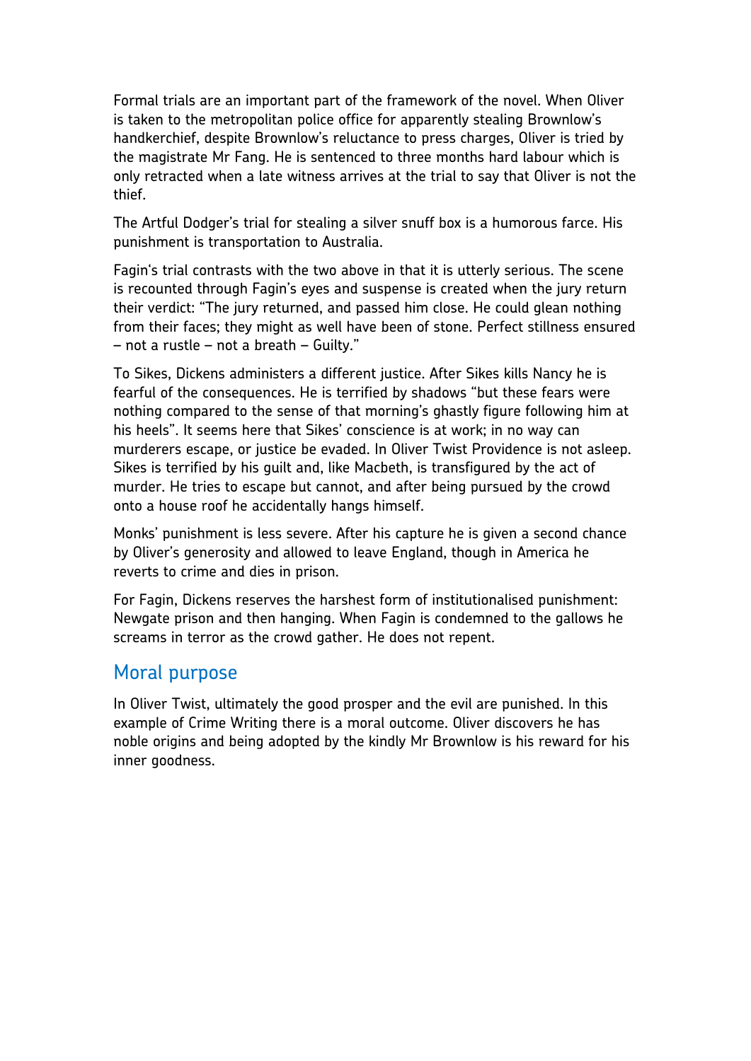Formal trials are an important part of the framework of the novel. When Oliver is taken to the metropolitan police office for apparently stealing Brownlow's handkerchief, despite Brownlow's reluctance to press charges, Oliver is tried by the magistrate Mr Fang. He is sentenced to three months hard labour which is only retracted when a late witness arrives at the trial to say that Oliver is not the thief.

The Artful Dodger's trial for stealing a silver snuff box is a humorous farce. His punishment is transportation to Australia.

Fagin's trial contrasts with the two above in that it is utterly serious. The scene is recounted through Fagin's eyes and suspense is created when the jury return their verdict: "The jury returned, and passed him close. He could glean nothing from their faces; they might as well have been of stone. Perfect stillness ensured – not a rustle – not a breath – Guilty."

To Sikes, Dickens administers a different justice. After Sikes kills Nancy he is fearful of the consequences. He is terrified by shadows "but these fears were nothing compared to the sense of that morning's ghastly figure following him at his heels". It seems here that Sikes' conscience is at work; in no way can murderers escape, or justice be evaded. In Oliver Twist Providence is not asleep. Sikes is terrified by his guilt and, like Macbeth, is transfigured by the act of murder. He tries to escape but cannot, and after being pursued by the crowd onto a house roof he accidentally hangs himself.

Monks' punishment is less severe. After his capture he is given a second chance by Oliver's generosity and allowed to leave England, though in America he reverts to crime and dies in prison.

For Fagin, Dickens reserves the harshest form of institutionalised punishment: Newgate prison and then hanging. When Fagin is condemned to the gallows he screams in terror as the crowd gather. He does not repent.

## Moral purpose

In Oliver Twist, ultimately the good prosper and the evil are punished. In this example of Crime Writing there is a moral outcome. Oliver discovers he has noble origins and being adopted by the kindly Mr Brownlow is his reward for his inner goodness.